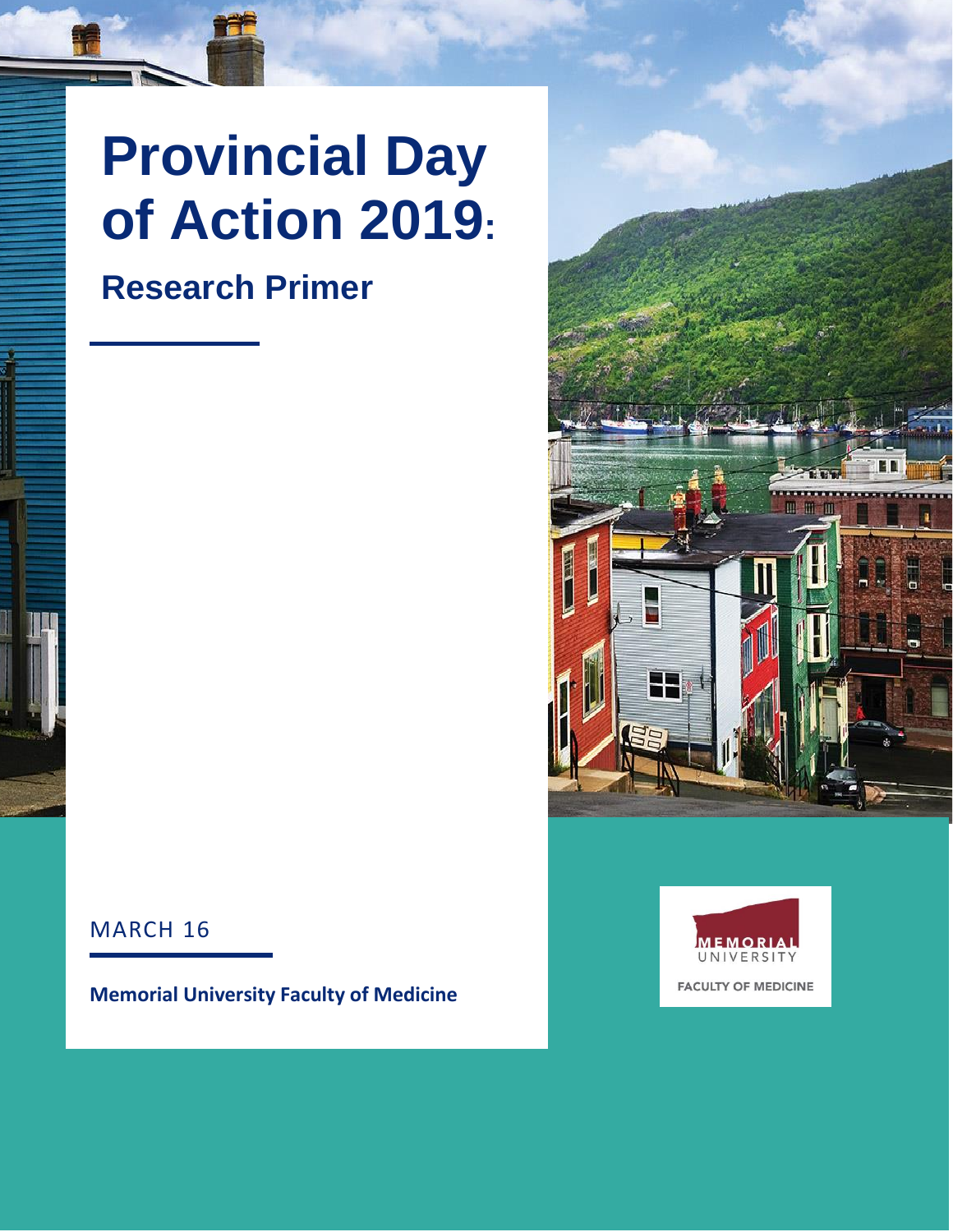# Provincial Day of Action 2019:

## Research Primer

MARCH 16

**Memorial University Faculty of Medicine**

MEMORIAL UNIVERSITY

FACULTY OF MEDICINE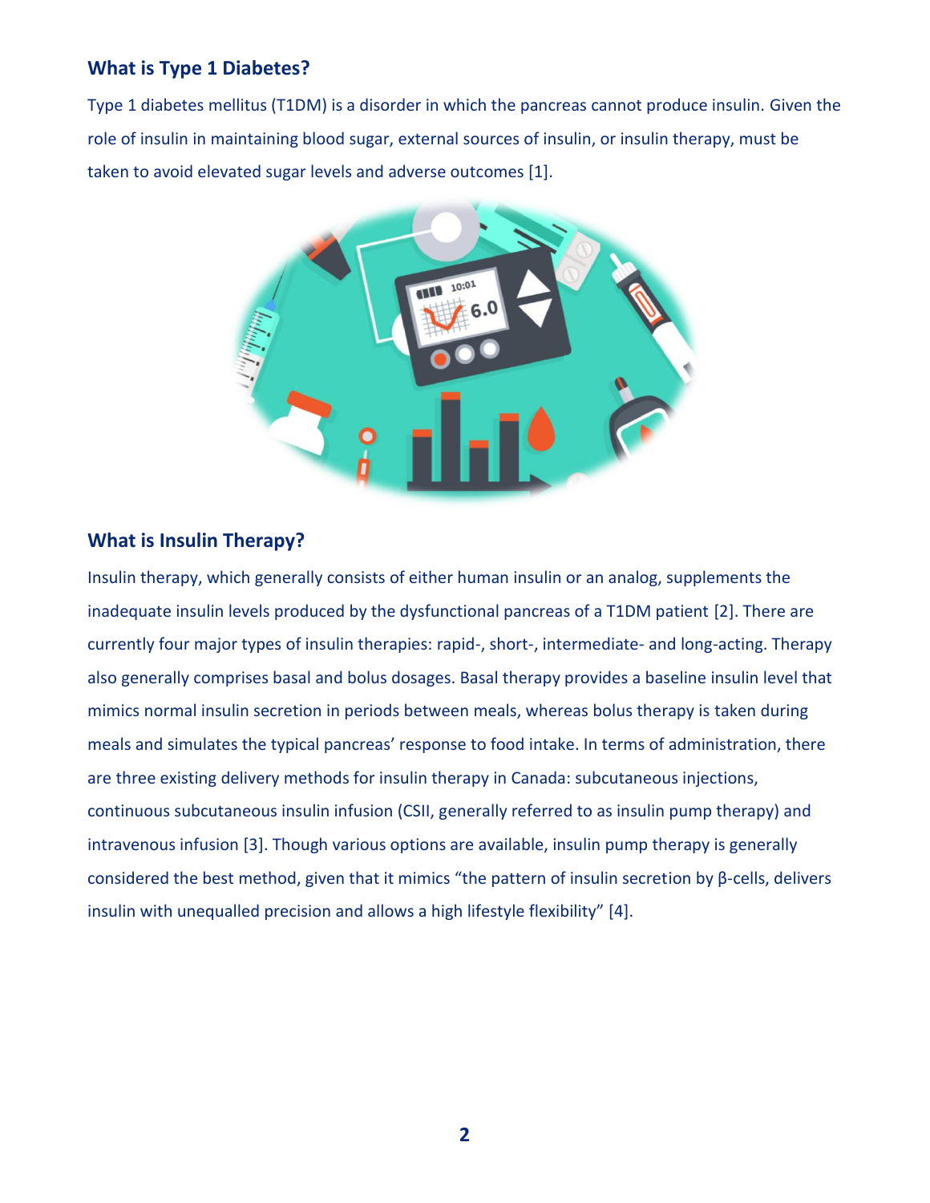## What is Type 1 Diabetes?

Type 1 diabetes mellitus (T1DM) is a disorder in which the pancreas cannot produce insulin. Given the role of insulin in maintaining blood sugar, external sources of insulin, or insulin therapy, must be taken to avoid elevated sugar levels and adverse outcomes [1].

## What is Insulin Therapy?

Insulin therapy, which generally consists of either human insulin or an analog, supplements the inadequate insulin levels produced by the dysfunctional pancreas of a T1DM patient [2]. There are currently four major types of insulin therapies: rapid-, short-, intermediate- and long-acting. Therapy also generally comprises basal and bolus dosages. Basal therapy provides a baseline insulin level that mimics normal insulin secretion in periods between meals, whereas bolus therapy is taken during meals and simulates the typical pancreas' response to food intake. In terms of administration, there are three existing delivery methods for insulin therapy in Canada: subcutaneous injections, continuous subcutaneous insulin infusion (CSII, generally referred to as insulin pump therapy) and intravenous infusion [3]. Though various options are available, insulin pump therapy is generally considered the best method, given that it mimics "the pattern of insulin secretion by β-cells, delivers insulin with unequalled precision and allows a high lifestyle flexibility" [4].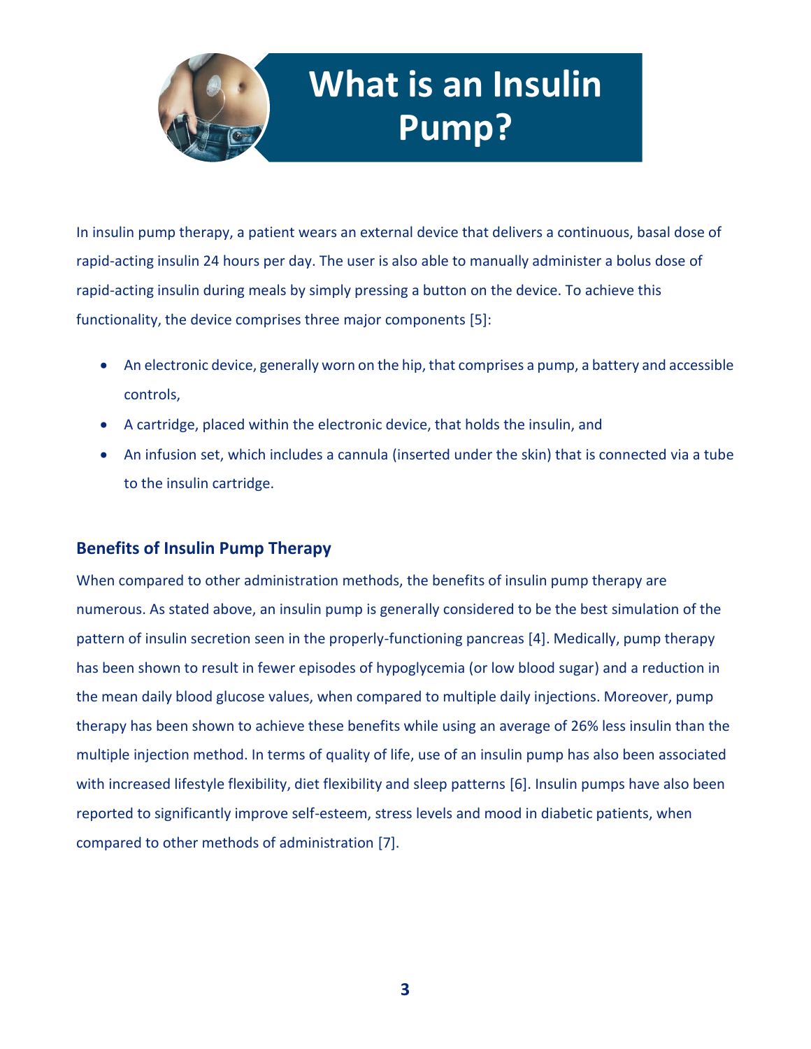# What is an Insulin Pump?

In insulin pump therapy, a patient wears an external device that delivers a continuous, basal dose of rapid-acting insulin 24 hours per day. The user is also able to manually administer a bolus dose of rapid-acting insulin during meals by simply pressing a button on the device. To achieve this functionality, the device comprises three major components [5]:

- An electronic device, generally worn on the hip, that comprises a pump, a battery and accessible controls,
- A cartridge, placed within the electronic device, that holds the insulin, and
- An infusion set, which includes a cannula (inserted under the skin) that is connected via a tube to the insulin cartridge.

## Benefits of Insulin Pump Therapy

When compared to other administration methods, the benefits of insulin pump therapy are numerous. As stated above, an insulin pump is generally considered to be the best simulation of the pattern of insulin secretion seen in the properly-functioning pancreas [4]. Medically, pump therapy has been shown to result in fewer episodes of hypoglycemia (or low blood sugar) and a reduction in the mean daily blood glucose values, when compared to multiple daily injections. Moreover, pump therapy has been shown to achieve these benefits while using an average of 26% less insulin than the multiple injection method. In terms of quality of life, use of an insulin pump has also been associated with increased lifestyle flexibility, diet flexibility and sleep patterns [6]. Insulin pumps have also been reported to significantly improve self-esteem, stress levels and mood in diabetic patients, when compared to other methods of administration [7].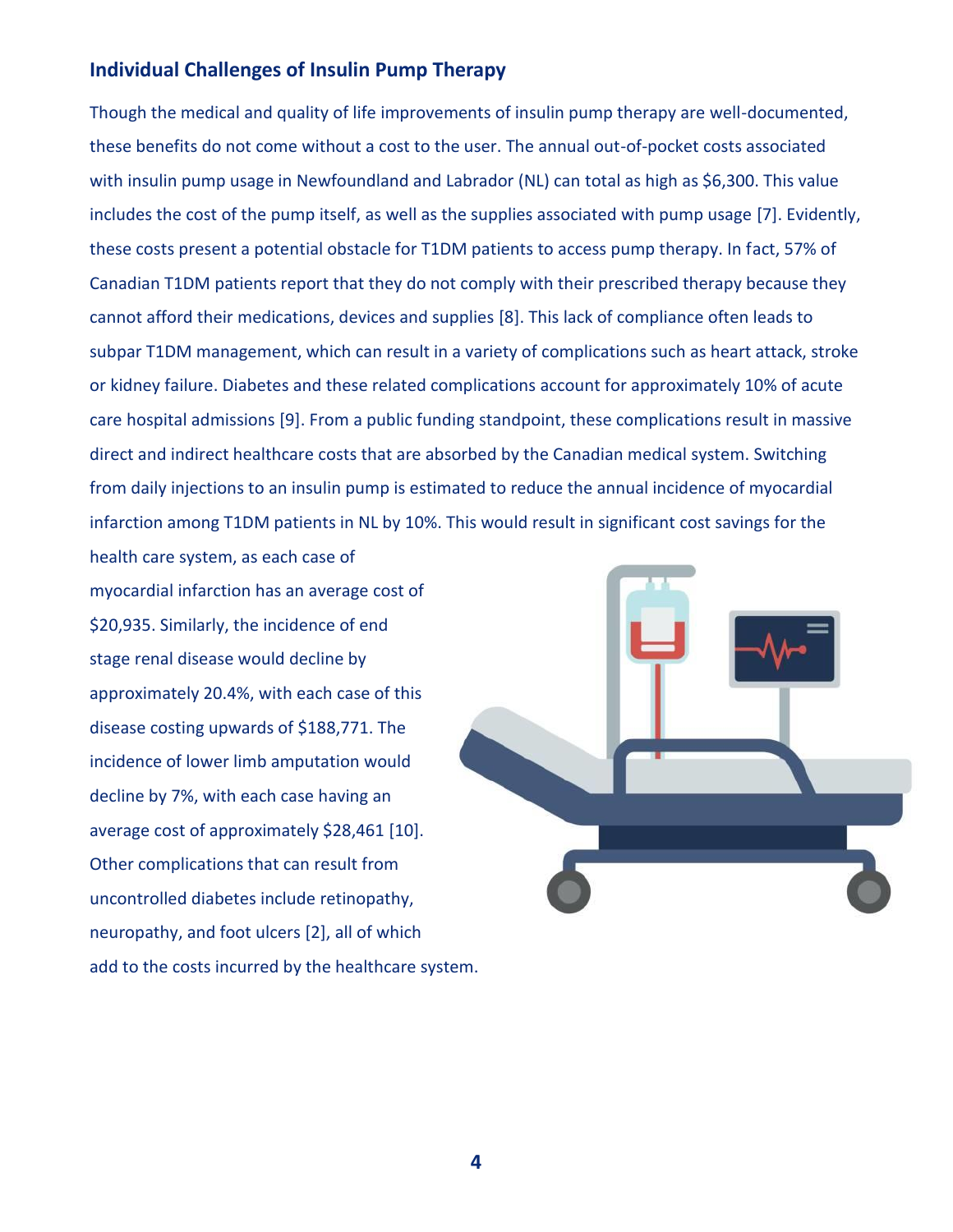## Individual Challenges of Insulin Pump Therapy

Though the medical and quality of life improvements of insulin pump therapy are well-documented, these benefits do not come without a cost to the user. The annual out-of-pocket costs associated with insulin pump usage in Newfoundland and Labrador (NL) can total as high as $6,300. This value includes the cost of the pump itself, as well as the supplies associated with pump usage [7]. Evidently, these costs present a potential obstacle for T1DM patients to access pump therapy. In fact, 57% of Canadian T1DM patients report that they do not comply with their prescribed therapy because they cannot afford their medications, devices and supplies [8]. This lack of compliance often leads to subpar T1DM management, which can result in a variety of complications such as heart attack, stroke or kidney failure. Diabetes and these related complications account for approximately 10% of acute care hospital admissions [9]. From a public funding standpoint, these complications result in massive direct and indirect healthcare costs that are absorbed by the Canadian medical system. Switching from daily injections to an insulin pump is estimated to reduce the annual incidence of myocardial infarction among T1DM patients in NL by 10%. This would result in significant cost savings for the health care system, as each case of myocardial infarction has an average cost of $20,935. Similarly, the incidence of end stage renal disease would decline by approximately 20.4%, with each case of this disease costing upwards of $188,771. The incidence of lower limb amputation would decline by 7%, with each case having an average cost of approximately $28,461 [10]. Other complications that can result from uncontrolled diabetes include retinopathy, neuropathy, and foot ulcers [2], all of which add to the costs incurred by the healthcare system.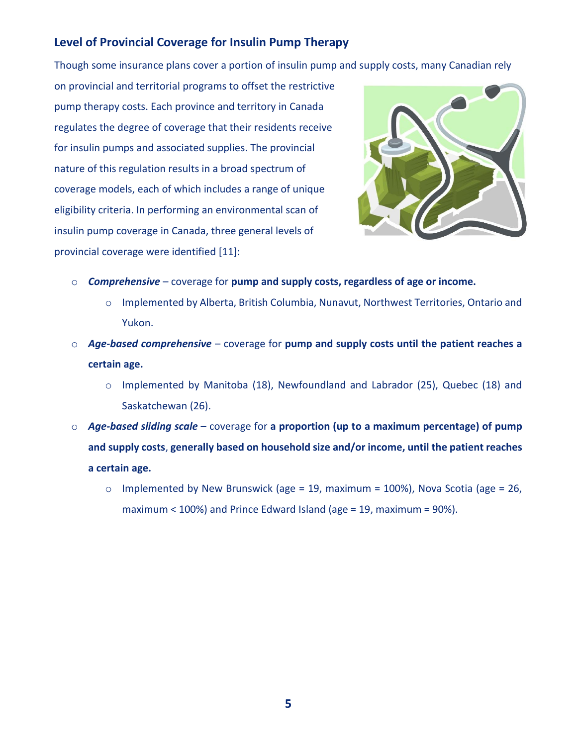## Level of Provincial Coverage for Insulin Pump Therapy

Though some insurance plans cover a portion of insulin pump and supply costs, many Canadian rely on provincial and territorial programs to offset the restrictive pump therapy costs. Each province and territory in Canada regulates the degree of coverage that their residents receive for insulin pumps and associated supplies. The provincial nature of this regulation results in a broad spectrum of coverage models, each of which includes a range of unique eligibility criteria. In performing an environmental scan of insulin pump coverage in Canada, three general levels of provincial coverage were identified [11]:

- ***Comprehensive*** – coverage for **pump and supply costs, regardless of age or income.**
  - Implemented by Alberta, British Columbia, Nunavut, Northwest Territories, Ontario and Yukon.
- ***Age-based comprehensive*** – coverage for **pump and supply costs until the patient reaches a certain age.**
  - Implemented by Manitoba (18), Newfoundland and Labrador (25), Quebec (18) and Saskatchewan (26).
- ***Age-based sliding scale*** – coverage for **a proportion (up to a maximum percentage) of pump and supply costs**, **generally based on household size and/or income, until the patient reaches a certain age.**
  - Implemented by New Brunswick (age = 19, maximum = 100%), Nova Scotia (age = 26, maximum < 100%) and Prince Edward Island (age = 19, maximum = 90%).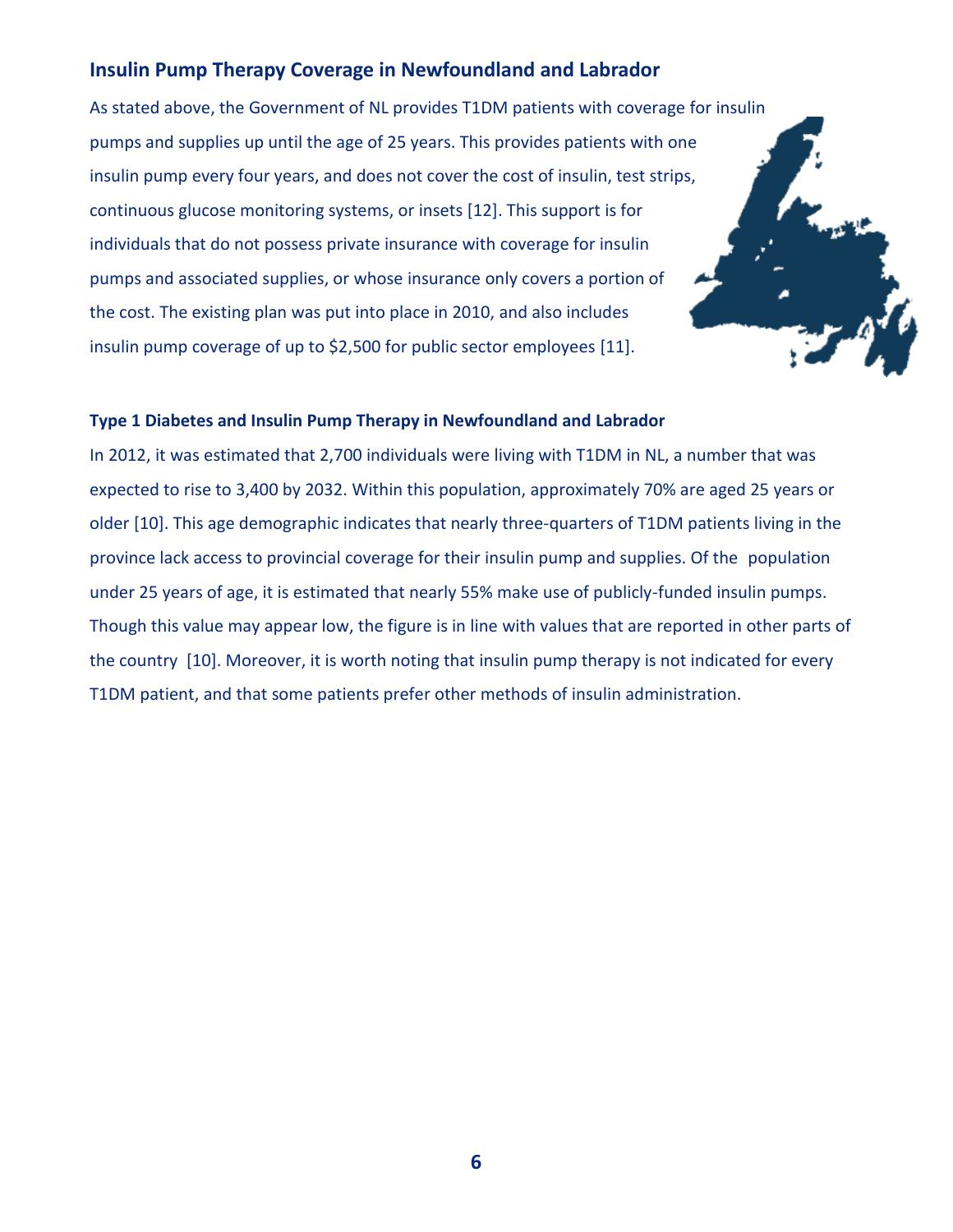## Insulin Pump Therapy Coverage in Newfoundland and Labrador

As stated above, the Government of NL provides T1DM patients with coverage for insulin pumps and supplies up until the age of 25 years. This provides patients with one insulin pump every four years, and does not cover the cost of insulin, test strips, continuous glucose monitoring systems, or insets [12]. This support is for individuals that do not possess private insurance with coverage for insulin pumps and associated supplies, or whose insurance only covers a portion of the cost. The existing plan was put into place in 2010, and also includes insulin pump coverage of up to $2,500 for public sector employees [11].

### Type 1 Diabetes and Insulin Pump Therapy in Newfoundland and Labrador

In 2012, it was estimated that 2,700 individuals were living with T1DM in NL, a number that was expected to rise to 3,400 by 2032. Within this population, approximately 70% are aged 25 years or older [10]. This age demographic indicates that nearly three-quarters of T1DM patients living in the province lack access to provincial coverage for their insulin pump and supplies. Of the population under 25 years of age, it is estimated that nearly 55% make use of publicly-funded insulin pumps. Though this value may appear low, the figure is in line with values that are reported in other parts of the country [10]. Moreover, it is worth noting that insulin pump therapy is not indicated for every T1DM patient, and that some patients prefer other methods of insulin administration.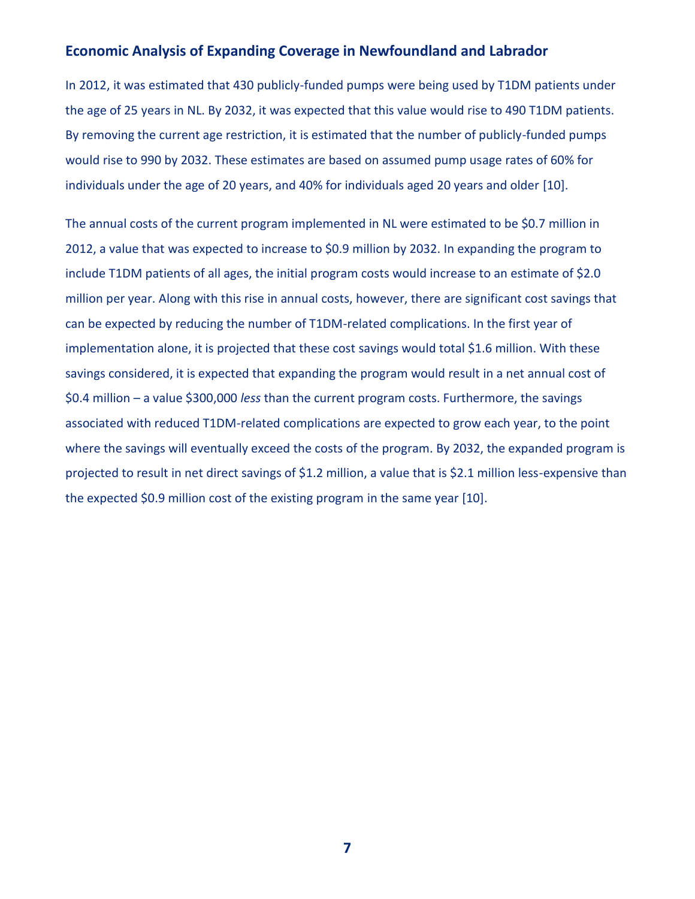## Economic Analysis of Expanding Coverage in Newfoundland and Labrador

In 2012, it was estimated that 430 publicly-funded pumps were being used by T1DM patients under the age of 25 years in NL. By 2032, it was expected that this value would rise to 490 T1DM patients. By removing the current age restriction, it is estimated that the number of publicly-funded pumps would rise to 990 by 2032. These estimates are based on assumed pump usage rates of 60% for individuals under the age of 20 years, and 40% for individuals aged 20 years and older [10].

The annual costs of the current program implemented in NL were estimated to be $0.7 million in 2012, a value that was expected to increase to $0.9 million by 2032. In expanding the program to include T1DM patients of all ages, the initial program costs would increase to an estimate of $2.0 million per year. Along with this rise in annual costs, however, there are significant cost savings that can be expected by reducing the number of T1DM-related complications. In the first year of implementation alone, it is projected that these cost savings would total $1.6 million. With these savings considered, it is expected that expanding the program would result in a net annual cost of $0.4 million – a value $300,000 *less* than the current program costs. Furthermore, the savings associated with reduced T1DM-related complications are expected to grow each year, to the point where the savings will eventually exceed the costs of the program. By 2032, the expanded program is projected to result in net direct savings of $1.2 million, a value that is $2.1 million less-expensive than the expected $0.9 million cost of the existing program in the same year [10].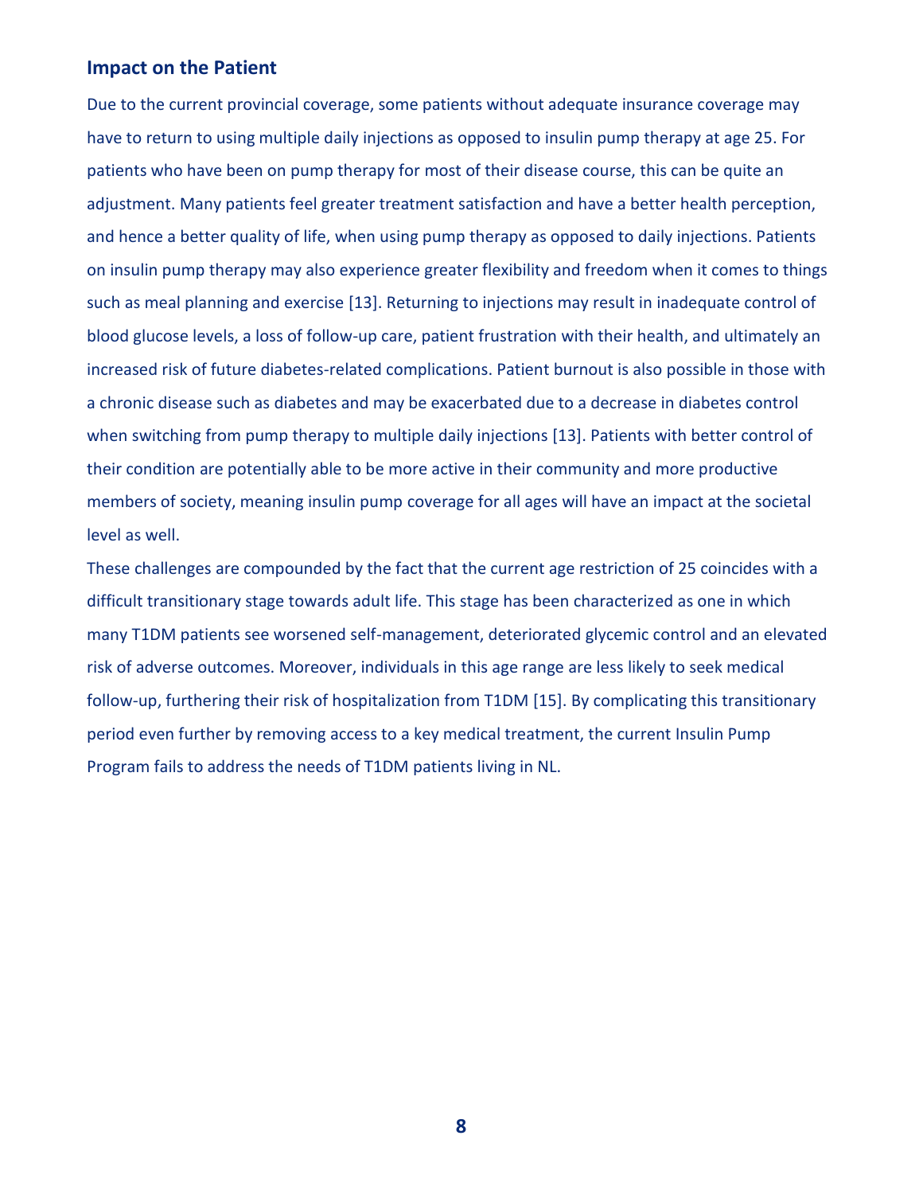## Impact on the Patient

Due to the current provincial coverage, some patients without adequate insurance coverage may have to return to using multiple daily injections as opposed to insulin pump therapy at age 25. For patients who have been on pump therapy for most of their disease course, this can be quite an adjustment. Many patients feel greater treatment satisfaction and have a better health perception, and hence a better quality of life, when using pump therapy as opposed to daily injections. Patients on insulin pump therapy may also experience greater flexibility and freedom when it comes to things such as meal planning and exercise [13]. Returning to injections may result in inadequate control of blood glucose levels, a loss of follow-up care, patient frustration with their health, and ultimately an increased risk of future diabetes-related complications. Patient burnout is also possible in those with a chronic disease such as diabetes and may be exacerbated due to a decrease in diabetes control when switching from pump therapy to multiple daily injections [13]. Patients with better control of their condition are potentially able to be more active in their community and more productive members of society, meaning insulin pump coverage for all ages will have an impact at the societal level as well.

These challenges are compounded by the fact that the current age restriction of 25 coincides with a difficult transitionary stage towards adult life. This stage has been characterized as one in which many T1DM patients see worsened self-management, deteriorated glycemic control and an elevated risk of adverse outcomes. Moreover, individuals in this age range are less likely to seek medical follow-up, furthering their risk of hospitalization from T1DM [15]. By complicating this transitionary period even further by removing access to a key medical treatment, the current Insulin Pump Program fails to address the needs of T1DM patients living in NL.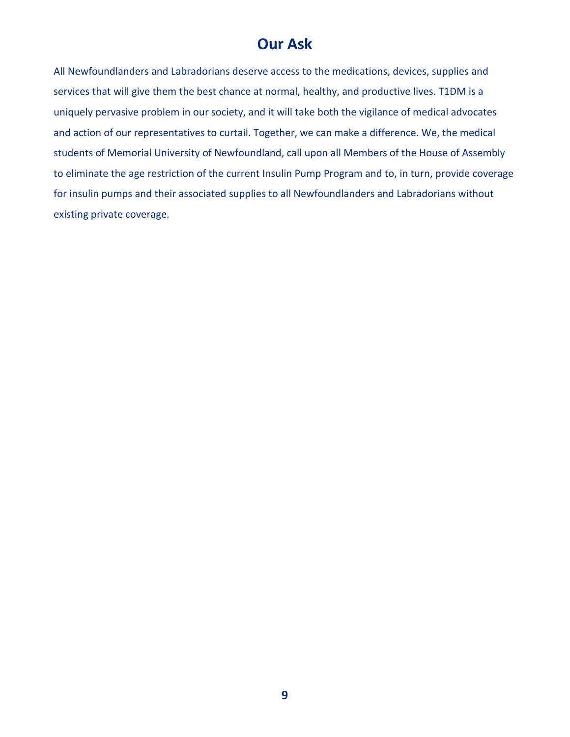# Our Ask

All Newfoundlanders and Labradorians deserve access to the medications, devices, supplies and services that will give them the best chance at normal, healthy, and productive lives. T1DM is a uniquely pervasive problem in our society, and it will take both the vigilance of medical advocates and action of our representatives to curtail. Together, we can make a difference. We, the medical students of Memorial University of Newfoundland, call upon all Members of the House of Assembly to eliminate the age restriction of the current Insulin Pump Program and to, in turn, provide coverage for insulin pumps and their associated supplies to all Newfoundlanders and Labradorians without existing private coverage.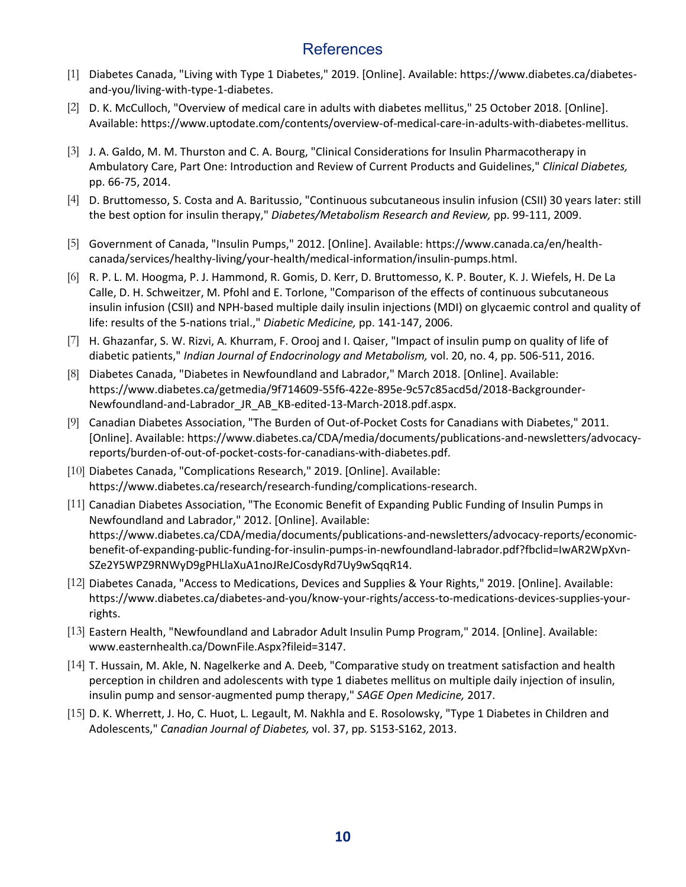# References

[1] Diabetes Canada, "Living with Type 1 Diabetes," 2019. [Online]. Available: https://www.diabetes.ca/diabetes-and-you/living-with-type-1-diabetes.

[2] D. K. McCulloch, "Overview of medical care in adults with diabetes mellitus," 25 October 2018. [Online]. Available: https://www.uptodate.com/contents/overview-of-medical-care-in-adults-with-diabetes-mellitus.

[3] J. A. Galdo, M. M. Thurston and C. A. Bourg, "Clinical Considerations for Insulin Pharmacotherapy in Ambulatory Care, Part One: Introduction and Review of Current Products and Guidelines," *Clinical Diabetes,* pp. 66-75, 2014.

[4] D. Bruttomesso, S. Costa and A. Baritussio, "Continuous subcutaneous insulin infusion (CSII) 30 years later: still the best option for insulin therapy," *Diabetes/Metabolism Research and Review,* pp. 99-111, 2009.

[5] Government of Canada, "Insulin Pumps," 2012. [Online]. Available: https://www.canada.ca/en/health-canada/services/healthy-living/your-health/medical-information/insulin-pumps.html.

[6] R. P. L. M. Hoogma, P. J. Hammond, R. Gomis, D. Kerr, D. Bruttomesso, K. P. Bouter, K. J. Wiefels, H. De La Calle, D. H. Schweitzer, M. Pfohl and E. Torlone, "Comparison of the effects of continuous subcutaneous insulin infusion (CSII) and NPH-based multiple daily insulin injections (MDI) on glycaemic control and quality of life: results of the 5-nations trial.," *Diabetic Medicine,* pp. 141-147, 2006.

[7] H. Ghazanfar, S. W. Rizvi, A. Khurram, F. Orooj and I. Qaiser, "Impact of insulin pump on quality of life of diabetic patients," *Indian Journal of Endocrinology and Metabolism,* vol. 20, no. 4, pp. 506-511, 2016.

[8] Diabetes Canada, "Diabetes in Newfoundland and Labrador," March 2018. [Online]. Available: https://www.diabetes.ca/getmedia/9f714609-55f6-422e-895e-9c57c85acd5d/2018-Backgrounder-Newfoundland-and-Labrador_JR_AB_KB-edited-13-March-2018.pdf.aspx.

[9] Canadian Diabetes Association, "The Burden of Out-of-Pocket Costs for Canadians with Diabetes," 2011. [Online]. Available: https://www.diabetes.ca/CDA/media/documents/publications-and-newsletters/advocacy-reports/burden-of-out-of-pocket-costs-for-canadians-with-diabetes.pdf.

[10] Diabetes Canada, "Complications Research," 2019. [Online]. Available: https://www.diabetes.ca/research/research-funding/complications-research.

[11] Canadian Diabetes Association, "The Economic Benefit of Expanding Public Funding of Insulin Pumps in Newfoundland and Labrador," 2012. [Online]. Available: https://www.diabetes.ca/CDA/media/documents/publications-and-newsletters/advocacy-reports/economic-benefit-of-expanding-public-funding-for-insulin-pumps-in-newfoundland-labrador.pdf?fbclid=IwAR2WpXvn-SZe2Y5WPZ9RNWyD9gPHLlaXuA1noJReJCosdyRd7Uy9wSqqR14.

[12] Diabetes Canada, "Access to Medications, Devices and Supplies & Your Rights," 2019. [Online]. Available: https://www.diabetes.ca/diabetes-and-you/know-your-rights/access-to-medications-devices-supplies-your-rights.

[13] Eastern Health, "Newfoundland and Labrador Adult Insulin Pump Program," 2014. [Online]. Available: www.easternhealth.ca/DownFile.Aspx?fileid=3147.

[14] T. Hussain, M. Akle, N. Nagelkerke and A. Deeb, "Comparative study on treatment satisfaction and health perception in children and adolescents with type 1 diabetes mellitus on multiple daily injection of insulin, insulin pump and sensor-augmented pump therapy," *SAGE Open Medicine,* 2017.

[15] D. K. Wherrett, J. Ho, C. Huot, L. Legault, M. Nakhla and E. Rosolowsky, "Type 1 Diabetes in Children and Adolescents," *Canadian Journal of Diabetes,* vol. 37, pp. S153-S162, 2013.